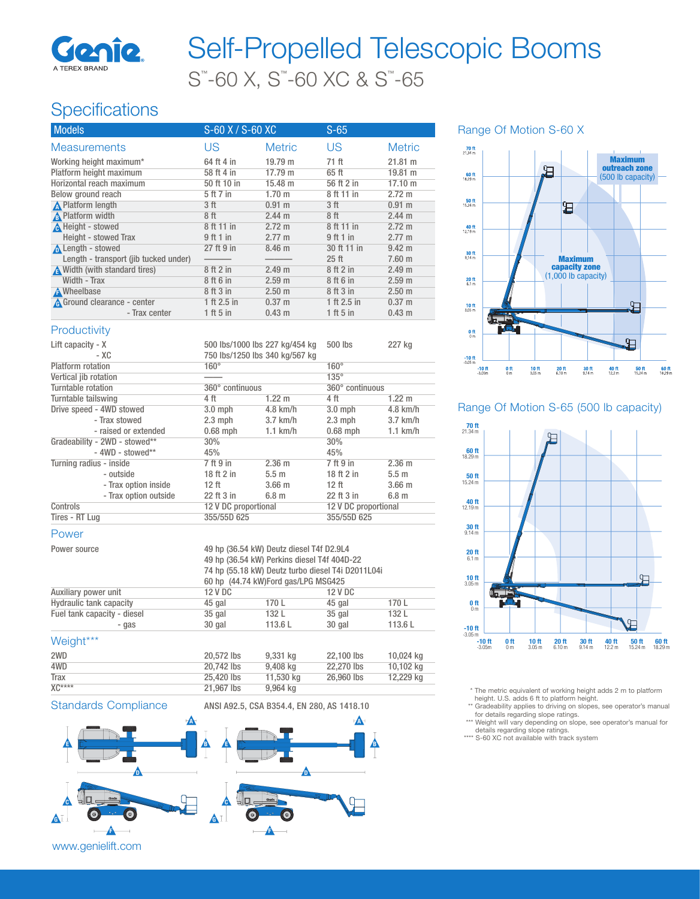# Self-Propelled Telescopic Booms

S™-60 X, S™-60 XC & S™-65

## Specifications

| Models | S-60 X / S-60 XC | | S-65 | |
|---|---|---|---|---|
| **Measurements** | US | Metric | US | Metric |
| Working height maximum* | 64 ft 4 in | 19.79 m | 71 ft | 21.81 m |
| Platform height maximum | 58 ft 4 in | 17.79 m | 65 ft | 19.81 m |
| Horizontal reach maximum | 50 ft 10 in | 15.48 m | 56 ft 2 in | 17.10 m |
| Below ground reach | 5 ft 7 in | 1.70 m | 8 ft 11 in | 2.72 m |
| A Platform length | 3 ft | 0.91 m | 3 ft | 0.91 m |
| B Platform width | 8 ft | 2.44 m | 8 ft | 2.44 m |
| C Height - stowed | 8 ft 11 in | 2.72 m | 8 ft 11 in | 2.72 m |
| Height - stowed Trax | 9 ft 1 in | 2.77 m | 9 ft 1 in | 2.77 m |
| D Length - stowed | 27 ft 9 in | 8.46 m | 30 ft 11 in | 9.42 m |
| Length - transport (jib tucked under) | ——— | ——— | 25 ft | 7.60 m |
| E Width (with standard tires) | 8 ft 2 in | 2.49 m | 8 ft 2 in | 2.49 m |
| Width - Trax | 8 ft 6 in | 2.59 m | 8 ft 6 in | 2.59 m |
| F Wheelbase | 8 ft 3 in | 2.50 m | 8 ft 3 in | 2.50 m |
| G Ground clearance - center | 1 ft 2.5 in | 0.37 m | 1 ft 2.5 in | 0.37 m |
| - Trax center | 1 ft 5 in | 0.43 m | 1 ft 5 in | 0.43 m |
| **Productivity** | | | | |
| Lift capacity - X | 500 lbs/1000 lbs | 227 kg/454 kg | 500 lbs | 227 kg |
| - XC | 750 lbs/1250 lbs | 340 kg/567 kg | | |
| Platform rotation | 160° | | 160° | |
| Vertical jib rotation | —— | | 135° | |
| Turntable rotation | 360° continuous | | 360° continuous | |
| Turntable tailswing | 4 ft | 1.22 m | 4 ft | 1.22 m |
| Drive speed - 4WD stowed | 3.0 mph | 4.8 km/h | 3.0 mph | 4.8 km/h |
| - Trax stowed | 2.3 mph | 3.7 km/h | 2.3 mph | 3.7 km/h |
| - raised or extended | 0.68 mph | 1.1 km/h | 0.68 mph | 1.1 km/h |
| Gradeability - 2WD - stowed** | 30% | | 30% | |
| - 4WD - stowed** | 45% | | 45% | |
| Turning radius - inside | 7 ft 9 in | 2.36 m | 7 ft 9 in | 2.36 m |
| - outside | 18 ft 2 in | 5.5 m | 18 ft 2 in | 5.5 m |
| - Trax option inside | 12 ft | 3.66 m | 12 ft | 3.66 m |
| - Trax option outside | 22 ft 3 in | 6.8 m | 22 ft 3 in | 6.8 m |
| Controls | 12 V DC proportional | | 12 V DC proportional | |
| Tires - RT Lug | 355/55D 625 | | 355/55D 625 | |
| **Power** | | | | |
| Power source | 49 hp (36.54 kW) Deutz diesel T4f D2.9L4<br>49 hp (36.54 kW) Perkins diesel T4f 404D-22<br>74 hp (55.18 kW) Deutz turbo diesel T4i D2011L04i<br>60 hp (44.74 kW)Ford gas/LPG MSG425 | | | |
| Auxiliary power unit | 12 V DC | | 12 V DC | |
| Hydraulic tank capacity | 45 gal | 170 L | 45 gal | 170 L |
| Fuel tank capacity - diesel | 35 gal | 132 L | 35 gal | 132 L |
| - gas | 30 gal | 113.6 L | 30 gal | 113.6 L |
| **Weight*** ** | | | | |
| 2WD | 20,572 lbs | 9,331 kg | 22,100 lbs | 10,024 kg |
| 4WD | 20,742 lbs | 9,408 kg | 22,270 lbs | 10,102 kg |
| Trax | 25,420 lbs | 11,530 kg | 26,960 lbs | 12,229 kg |
| XC**** | 21,967 lbs | 9,964 kg | | |

**Standards Compliance:** ANSI A92.5, CSA B354.4, EN 280, AS 1418.10

### Range Of Motion S-60 X

Maximum outreach zone (500 lb capacity)

Maximum capacity zone (1,000 lb capacity)

### Range Of Motion S-65 (500 lb capacity)

\* The metric equivalent of working height adds 2 m to platform height. U.S. adds 6 ft to platform height.
\*\* Gradeability applies to driving on slopes, see operator's manual for details regarding slope ratings.
\*\*\* Weight will vary depending on slope, see operator's manual for details regarding slope ratings.
\*\*\*\* S-60 XC not available with track system

www.genielift.com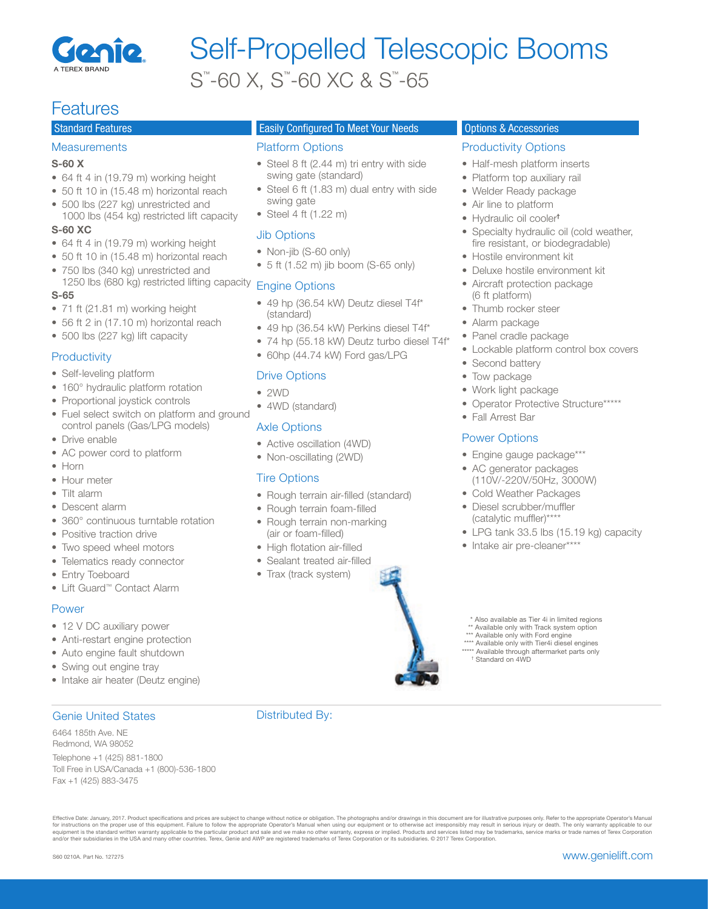# Self-Propelled Telescopic Booms

## S™-60 X, S™-60 XC & S™-65

# Features

## Standard Features

### Measurements

**S-60 X**

- 64 ft 4 in (19.79 m) working height
- 50 ft 10 in (15.48 m) horizontal reach
- 500 lbs (227 kg) unrestricted and 1000 lbs (454 kg) restricted lift capacity

**S-60 XC**

- 64 ft 4 in (19.79 m) working height
- 50 ft 10 in (15.48 m) horizontal reach
- 750 lbs (340 kg) unrestricted and 1250 lbs (680 kg) restricted lifting capacity

**S-65**

- 71 ft (21.81 m) working height
- 56 ft 2 in (17.10 m) horizontal reach
- 500 lbs (227 kg) lift capacity

### Productivity

- Self-leveling platform
- 160° hydraulic platform rotation
- Proportional joystick controls
- Fuel select switch on platform and ground control panels (Gas/LPG models)
- Drive enable
- AC power cord to platform
- Horn
- Hour meter
- Tilt alarm
- Descent alarm
- 360° continuous turntable rotation
- Positive traction drive
- Two speed wheel motors
- Telematics ready connector
- Entry Toeboard
- Lift Guard™ Contact Alarm

### Power

- 12 V DC auxiliary power
- Anti-restart engine protection
- Auto engine fault shutdown
- Swing out engine tray
- Intake air heater (Deutz engine)

## Easily Configured To Meet Your Needs

### Platform Options

- Steel 8 ft (2.44 m) tri entry with side swing gate (standard)
- Steel 6 ft (1.83 m) dual entry with side swing gate
- Steel 4 ft (1.22 m)

### Jib Options

- Non-jib (S-60 only)
- 5 ft (1.52 m) jib boom (S-65 only)

### Engine Options

- 49 hp (36.54 kW) Deutz diesel T4f* (standard)
- 49 hp (36.54 kW) Perkins diesel T4f*
- 74 hp (55.18 kW) Deutz turbo diesel T4f*
- 60hp (44.74 kW) Ford gas/LPG

### Drive Options

- 2WD
- 4WD (standard)

### Axle Options

- Active oscillation (4WD)
- Non-oscillating (2WD)

### Tire Options

- Rough terrain air-filled (standard)
- Rough terrain foam-filled
- Rough terrain non-marking (air or foam-filled)
- High flotation air-filled
- Sealant treated air-filled
- Trax (track system)

## Options & Accessories

### Productivity Options

- Half-mesh platform inserts
- Platform top auxiliary rail
- Welder Ready package
- Air line to platform
- Hydraulic oil cooler†
- Specialty hydraulic oil (cold weather, fire resistant, or biodegradable)
- Hostile environment kit
- Deluxe hostile environment kit
- Aircraft protection package (6 ft platform)
- Thumb rocker steer
- Alarm package
- Panel cradle package
- Lockable platform control box covers
- Second battery
- Tow package
- Work light package
- Operator Protective Structure*****
- Fall Arrest Bar

### Power Options

- Engine gauge package***
- AC generator packages (110V/-220V/50Hz, 3000W)
- Cold Weather Packages
- Diesel scrubber/muffler (catalytic muffler)****
- LPG tank 33.5 lbs (15.19 kg) capacity
- Intake air pre-cleaner****

\* Also available as Tier 4i in limited regions
** Available only with Track system option
*** Available only with Ford engine
**** Available only with Tier4i diesel engines
***** Available through aftermarket parts only
† Standard on 4WD

### Genie United States

6464 185th Ave. NE
Redmond, WA 98052

Telephone +1 (425) 881-1800
Toll Free in USA/Canada +1 (800)-536-1800
Fax +1 (425) 883-3475

Distributed By:

Effective Date: January, 2017. Product specifications and prices are subject to change without notice or obligation. The photographs and/or drawings in this document are for illustrative purposes only. Refer to the appropriate Operator's Manual for instructions on the proper use of this equipment. Failure to follow the appropriate Operator's Manual when using our equipment or to otherwise act irresponsibly may result in serious injury or death. The only warranty applicable to our equipment is the standard written warranty applicable to the particular product and sale and we make no other warranty, express or implied. Products and services listed may be trademarks, service marks or trade names of Terex Corporation and/or their subsidiaries in the USA and many other countries. Terex, Genie and AWP are registered trademarks of Terex Corporation or its subsidiaries. © 2017 Terex Corporation.

S60 0210A. Part No. 127275

www.genielift.com